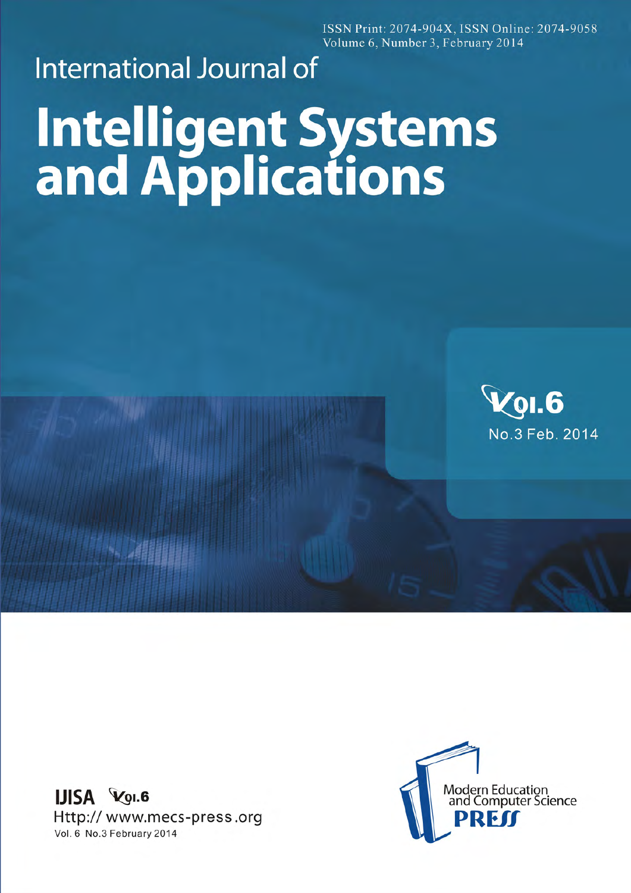ISSN Print: 2074-904X, ISSN Online: 2074-9058
Volume 6, Number 3, February 2014

# International Journal of

# Intelligent Systems and Applications

Vol.6

No.3 Feb. 2014

**IJISA** Vol.6

Http:// www.mecs-press.org

Vol. 6 No.3 February 2014

Modern Education and Computer Science **PRESS**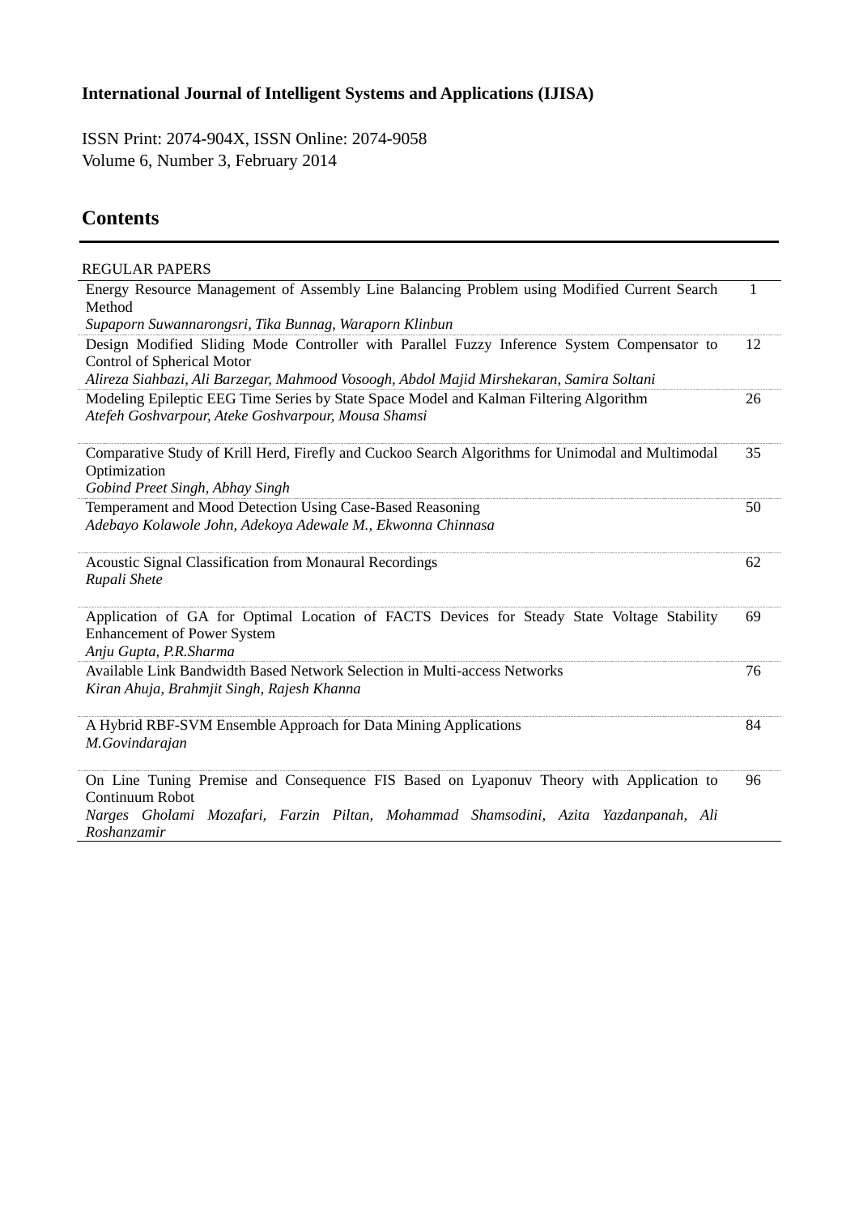**International Journal of Intelligent Systems and Applications (IJISA)**

ISSN Print: 2074-904X, ISSN Online: 2074-9058
Volume 6, Number 3, February 2014

## Contents

REGULAR PAPERS

| | |
|---|---|
| Energy Resource Management of Assembly Line Balancing Problem using Modified Current Search Method<br>*Supaporn Suwannarongsri, Tika Bunnag, Waraporn Klinbun* | 1 |
| Design Modified Sliding Mode Controller with Parallel Fuzzy Inference System Compensator to Control of Spherical Motor<br>*Alireza Siahbazi, Ali Barzegar, Mahmood Vosoogh, Abdol Majid Mirshekaran, Samira Soltani* | 12 |
| Modeling Epileptic EEG Time Series by State Space Model and Kalman Filtering Algorithm<br>*Atefeh Goshvarpour, Ateke Goshvarpour, Mousa Shamsi* | 26 |
| Comparative Study of Krill Herd, Firefly and Cuckoo Search Algorithms for Unimodal and Multimodal Optimization<br>*Gobind Preet Singh, Abhay Singh* | 35 |
| Temperament and Mood Detection Using Case-Based Reasoning<br>*Adebayo Kolawole John, Adekoya Adewale M., Ekwonna Chinnasa* | 50 |
| Acoustic Signal Classification from Monaural Recordings<br>*Rupali Shete* | 62 |
| Application of GA for Optimal Location of FACTS Devices for Steady State Voltage Stability Enhancement of Power System<br>*Anju Gupta, P.R.Sharma* | 69 |
| Available Link Bandwidth Based Network Selection in Multi-access Networks<br>*Kiran Ahuja, Brahmjit Singh, Rajesh Khanna* | 76 |
| A Hybrid RBF-SVM Ensemble Approach for Data Mining Applications<br>*M.Govindarajan* | 84 |
| On Line Tuning Premise and Consequence FIS Based on Lyaponuv Theory with Application to Continuum Robot<br>*Narges Gholami Mozafari, Farzin Piltan, Mohammad Shamsodini, Azita Yazdanpanah, Ali Roshanzamir* | 96 |